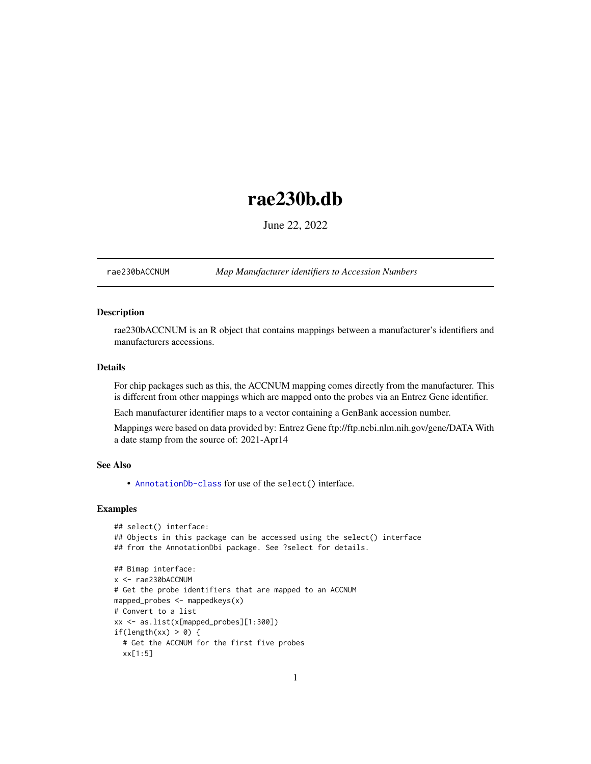# rae230b.db

June 22, 2022

rae230bACCNUM *Map Manufacturer identifiers to Accession Numbers*

### Description

rae230bACCNUM is an R object that contains mappings between a manufacturer's identifiers and manufacturers accessions.

### Details

For chip packages such as this, the ACCNUM mapping comes directly from the manufacturer. This is different from other mappings which are mapped onto the probes via an Entrez Gene identifier.

Each manufacturer identifier maps to a vector containing a GenBank accession number.

Mappings were based on data provided by: Entrez Gene ftp://ftp.ncbi.nlm.nih.gov/gene/DATA With a date stamp from the source of: 2021-Apr14

### See Also

- AnnotationDb-class for use of the select() interface.

### Examples

```
## select() interface:
## Objects in this package can be accessed using the select() interface
## from the AnnotationDbi package. See ?select for details.

## Bimap interface:
x <- rae230bACCNUM
# Get the probe identifiers that are mapped to an ACCNUM
mapped_probes <- mappedkeys(x)
# Convert to a list
xx <- as.list(x[mapped_probes][1:300])
if(length(xx) > 0) {
  # Get the ACCNUM for the first five probes
  xx[1:5]
```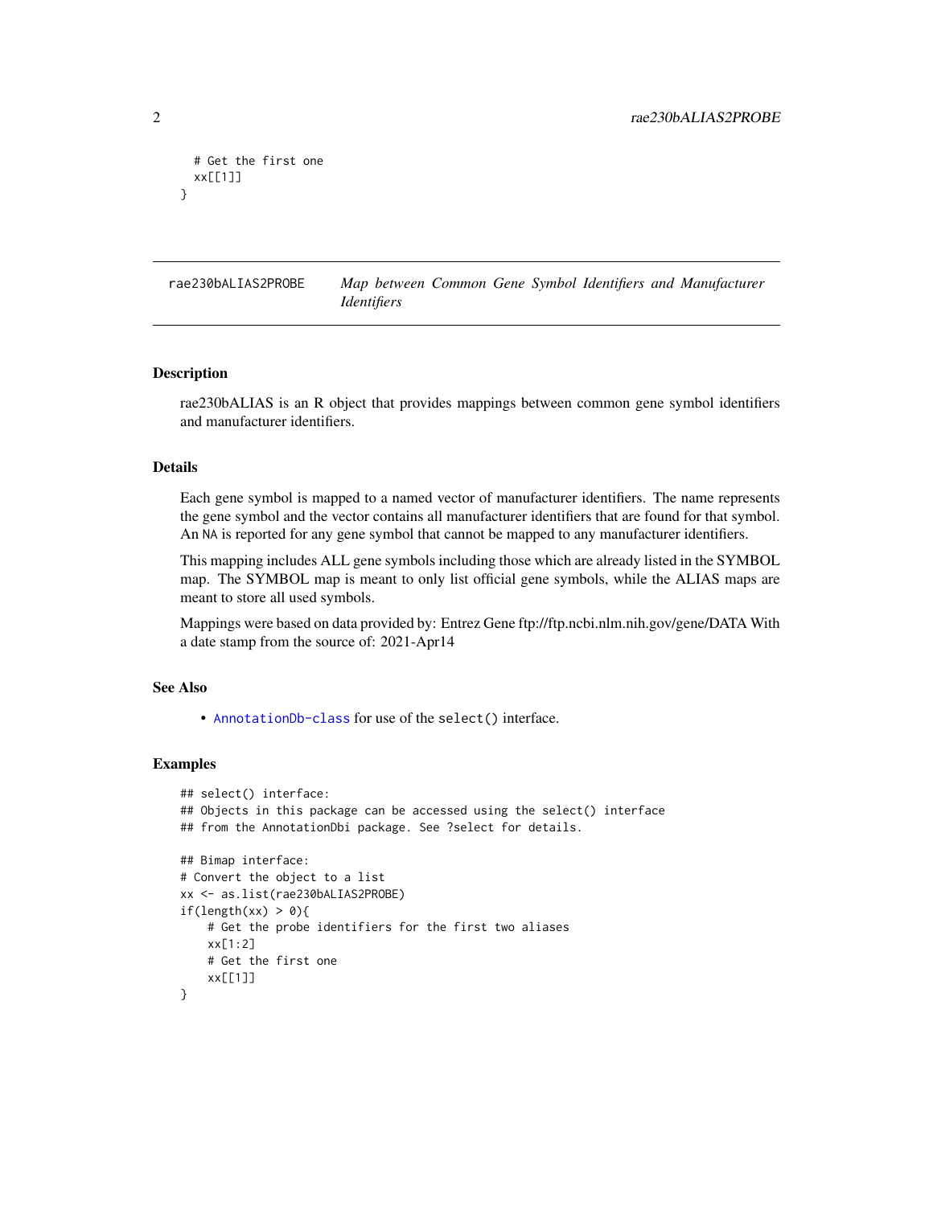```
  # Get the first one
  xx[[1]]
}
```

## rae230bALIAS2PROBE — *Map between Common Gene Symbol Identifiers and Manufacturer Identifiers*

### Description

rae230bALIAS is an R object that provides mappings between common gene symbol identifiers and manufacturer identifiers.

### Details

Each gene symbol is mapped to a named vector of manufacturer identifiers. The name represents the gene symbol and the vector contains all manufacturer identifiers that are found for that symbol. An NA is reported for any gene symbol that cannot be mapped to any manufacturer identifiers.

This mapping includes ALL gene symbols including those which are already listed in the SYMBOL map. The SYMBOL map is meant to only list official gene symbols, while the ALIAS maps are meant to store all used symbols.

Mappings were based on data provided by: Entrez Gene ftp://ftp.ncbi.nlm.nih.gov/gene/DATA With a date stamp from the source of: 2021-Apr14

### See Also

- `AnnotationDb-class` for use of the `select()` interface.

### Examples

```
## select() interface:
## Objects in this package can be accessed using the select() interface
## from the AnnotationDbi package. See ?select for details.

## Bimap interface:
# Convert the object to a list
xx <- as.list(rae230bALIAS2PROBE)
if(length(xx) > 0){
    # Get the probe identifiers for the first two aliases
    xx[1:2]
    # Get the first one
    xx[[1]]
}
```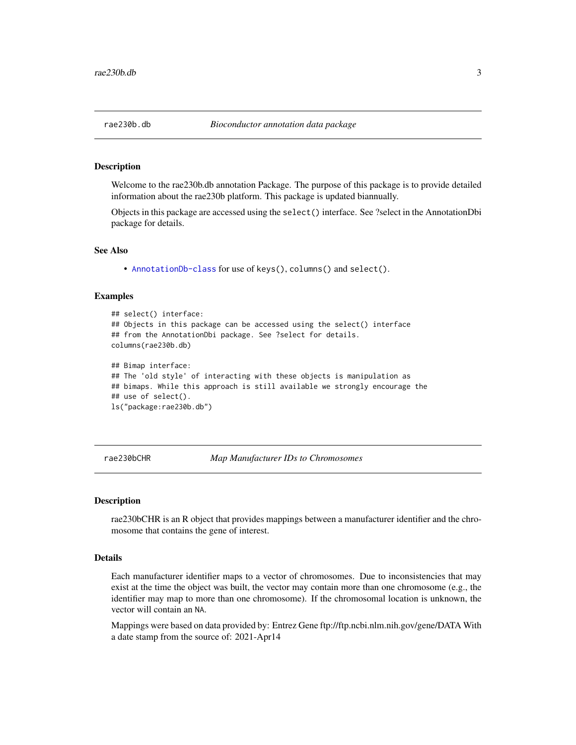## rae230b.db — *Bioconductor annotation data package*

### Description

Welcome to the rae230b.db annotation Package. The purpose of this package is to provide detailed information about the rae230b platform. This package is updated biannually.

Objects in this package are accessed using the `select()` interface. See ?select in the AnnotationDbi package for details.

### See Also

- `AnnotationDb-class` for use of `keys()`, `columns()` and `select()`.

### Examples

```
## select() interface:
## Objects in this package can be accessed using the select() interface
## from the AnnotationDbi package. See ?select for details.
columns(rae230b.db)

## Bimap interface:
## The 'old style' of interacting with these objects is manipulation as
## bimaps. While this approach is still available we strongly encourage the
## use of select().
ls("package:rae230b.db")
```

## rae230bCHR — *Map Manufacturer IDs to Chromosomes*

### Description

rae230bCHR is an R object that provides mappings between a manufacturer identifier and the chromosome that contains the gene of interest.

### Details

Each manufacturer identifier maps to a vector of chromosomes. Due to inconsistencies that may exist at the time the object was built, the vector may contain more than one chromosome (e.g., the identifier may map to more than one chromosome). If the chromosomal location is unknown, the vector will contain an `NA`.

Mappings were based on data provided by: Entrez Gene ftp://ftp.ncbi.nlm.nih.gov/gene/DATA With a date stamp from the source of: 2021-Apr14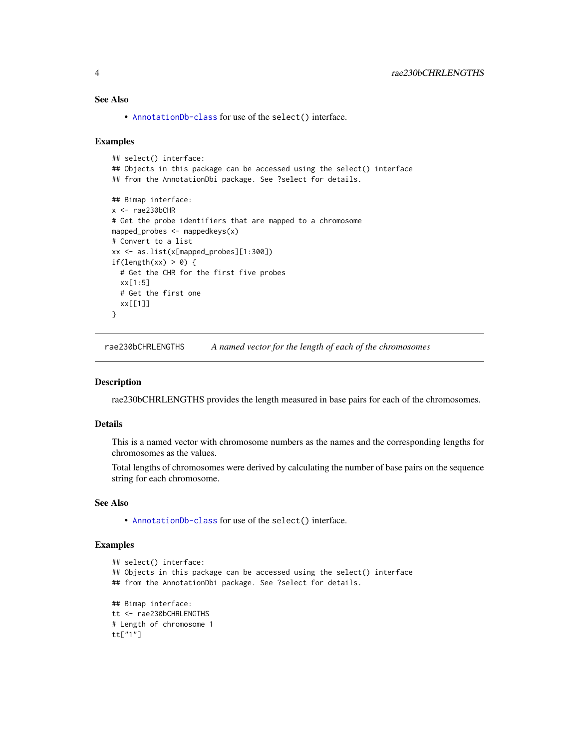### See Also

- AnnotationDb-class for use of the select() interface.

### Examples

```
## select() interface:
## Objects in this package can be accessed using the select() interface
## from the AnnotationDbi package. See ?select for details.

## Bimap interface:
x <- rae230bCHR
# Get the probe identifiers that are mapped to a chromosome
mapped_probes <- mappedkeys(x)
# Convert to a list
xx <- as.list(x[mapped_probes][1:300])
if(length(xx) > 0) {
  # Get the CHR for the first five probes
  xx[1:5]
  # Get the first one
  xx[[1]]
}
```

---

## rae230bCHRLENGTHS — *A named vector for the length of each of the chromosomes*

---

### Description

rae230bCHRLENGTHS provides the length measured in base pairs for each of the chromosomes.

### Details

This is a named vector with chromosome numbers as the names and the corresponding lengths for chromosomes as the values.

Total lengths of chromosomes were derived by calculating the number of base pairs on the sequence string for each chromosome.

### See Also

- AnnotationDb-class for use of the select() interface.

### Examples

```
## select() interface:
## Objects in this package can be accessed using the select() interface
## from the AnnotationDbi package. See ?select for details.

## Bimap interface:
tt <- rae230bCHRLENGTHS
# Length of chromosome 1
tt["1"]
```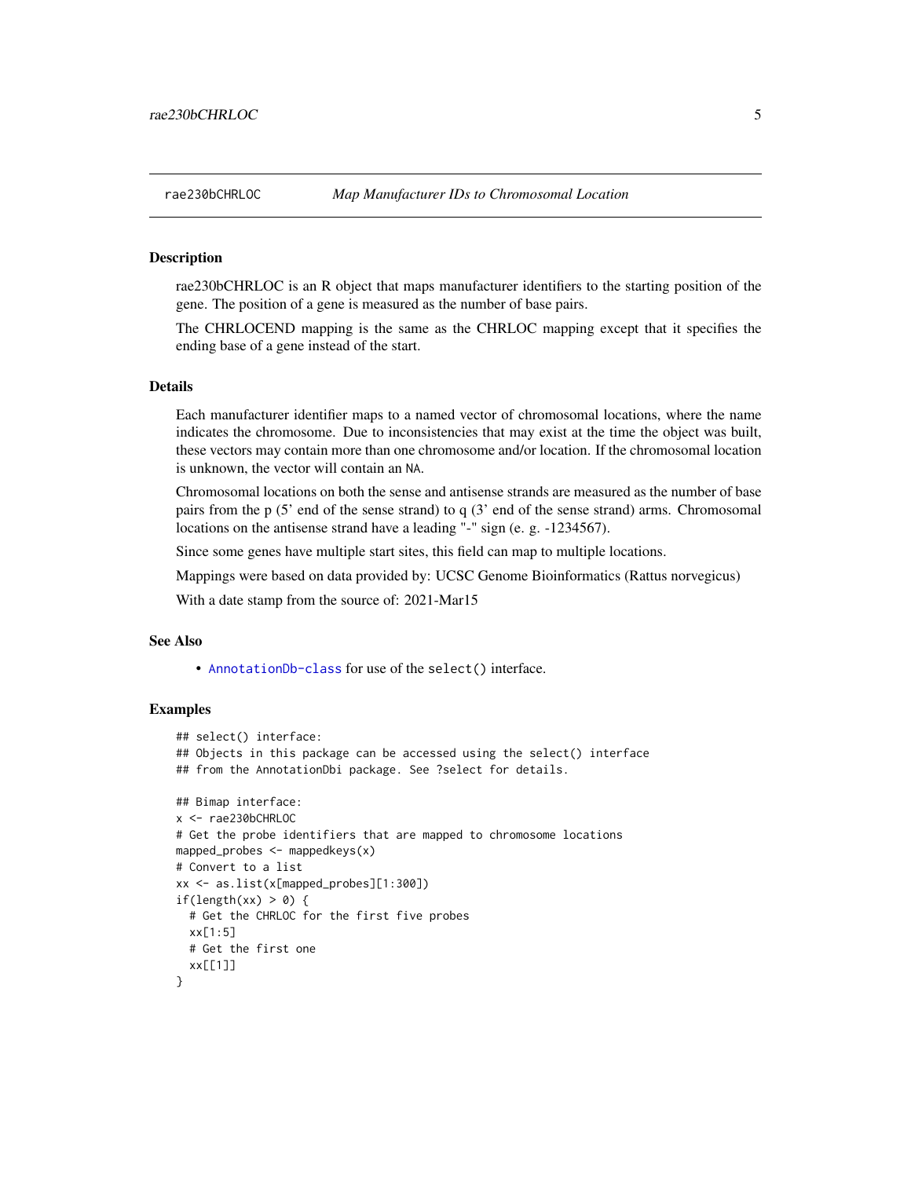## rae230bCHRLOC *Map Manufacturer IDs to Chromosomal Location*

### Description

rae230bCHRLOC is an R object that maps manufacturer identifiers to the starting position of the gene. The position of a gene is measured as the number of base pairs.

The CHRLOCEND mapping is the same as the CHRLOC mapping except that it specifies the ending base of a gene instead of the start.

### Details

Each manufacturer identifier maps to a named vector of chromosomal locations, where the name indicates the chromosome. Due to inconsistencies that may exist at the time the object was built, these vectors may contain more than one chromosome and/or location. If the chromosomal location is unknown, the vector will contain an `NA`.

Chromosomal locations on both the sense and antisense strands are measured as the number of base pairs from the p (5' end of the sense strand) to q (3' end of the sense strand) arms. Chromosomal locations on the antisense strand have a leading "-" sign (e. g. -1234567).

Since some genes have multiple start sites, this field can map to multiple locations.

Mappings were based on data provided by: UCSC Genome Bioinformatics (Rattus norvegicus)

With a date stamp from the source of: 2021-Mar15

### See Also

- `AnnotationDb-class` for use of the `select()` interface.

### Examples

```
## select() interface:
## Objects in this package can be accessed using the select() interface
## from the AnnotationDbi package. See ?select for details.

## Bimap interface:
x <- rae230bCHRLOC
# Get the probe identifiers that are mapped to chromosome locations
mapped_probes <- mappedkeys(x)
# Convert to a list
xx <- as.list(x[mapped_probes][1:300])
if(length(xx) > 0) {
  # Get the CHRLOC for the first five probes
  xx[1:5]
  # Get the first one
  xx[[1]]
}
```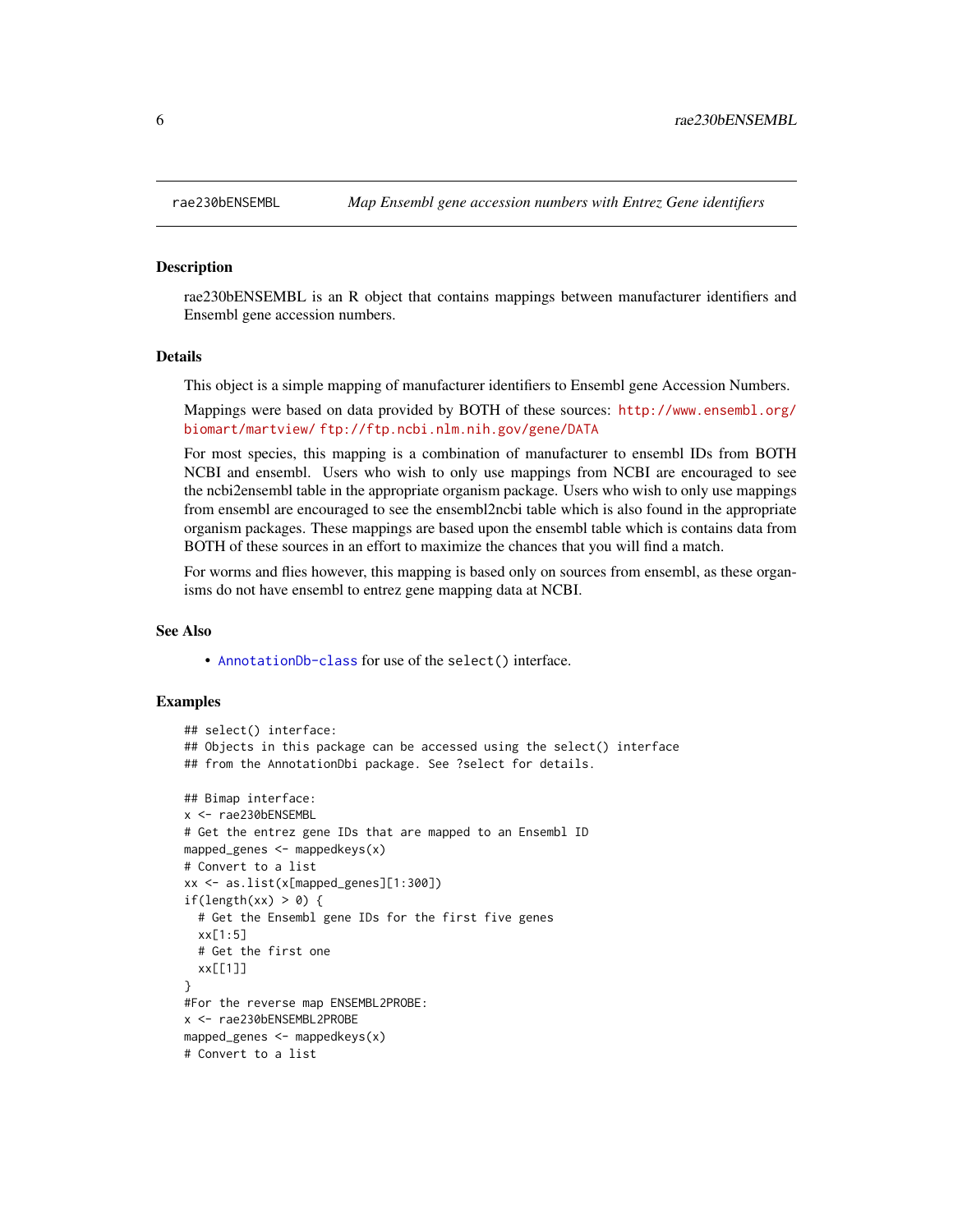# rae230bENSEMBL — *Map Ensembl gene accession numbers with Entrez Gene identifiers*

## Description

rae230bENSEMBL is an R object that contains mappings between manufacturer identifiers and Ensembl gene accession numbers.

## Details

This object is a simple mapping of manufacturer identifiers to Ensembl gene Accession Numbers.

Mappings were based on data provided by BOTH of these sources: http://www.ensembl.org/biomart/martview/ ftp://ftp.ncbi.nlm.nih.gov/gene/DATA

For most species, this mapping is a combination of manufacturer to ensembl IDs from BOTH NCBI and ensembl. Users who wish to only use mappings from NCBI are encouraged to see the ncbi2ensembl table in the appropriate organism package. Users who wish to only use mappings from ensembl are encouraged to see the ensembl2ncbi table which is also found in the appropriate organism packages. These mappings are based upon the ensembl table which is contains data from BOTH of these sources in an effort to maximize the chances that you will find a match.

For worms and flies however, this mapping is based only on sources from ensembl, as these organisms do not have ensembl to entrez gene mapping data at NCBI.

## See Also

- AnnotationDb-class for use of the `select()` interface.

## Examples

```
## select() interface:
## Objects in this package can be accessed using the select() interface
## from the AnnotationDbi package. See ?select for details.

## Bimap interface:
x <- rae230bENSEMBL
# Get the entrez gene IDs that are mapped to an Ensembl ID
mapped_genes <- mappedkeys(x)
# Convert to a list
xx <- as.list(x[mapped_genes][1:300])
if(length(xx) > 0) {
  # Get the Ensembl gene IDs for the first five genes
  xx[1:5]
  # Get the first one
  xx[[1]]
}
#For the reverse map ENSEMBL2PROBE:
x <- rae230bENSEMBL2PROBE
mapped_genes <- mappedkeys(x)
# Convert to a list
```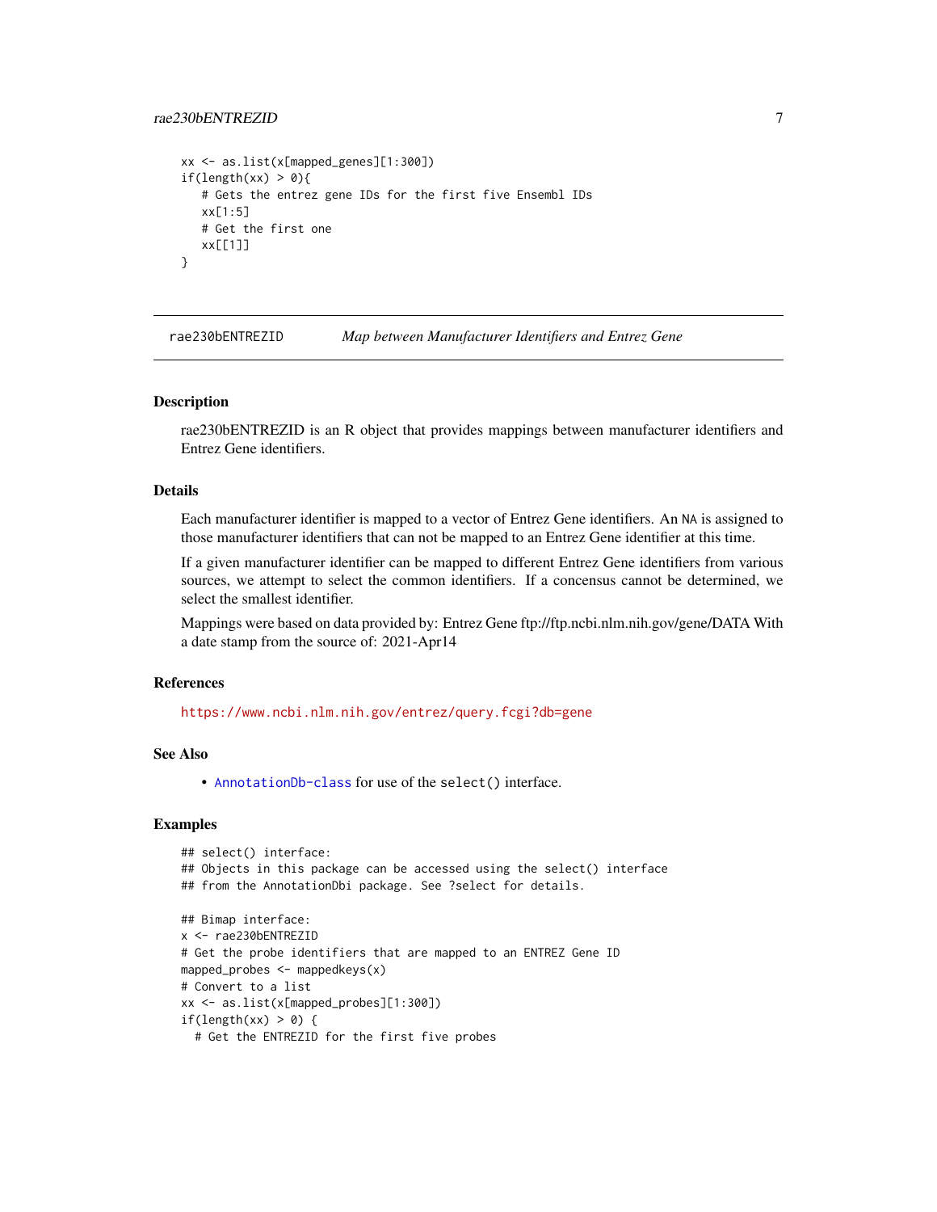```
xx <- as.list(x[mapped_genes][1:300])
if(length(xx) > 0){
   # Gets the entrez gene IDs for the first five Ensembl IDs
   xx[1:5]
   # Get the first one
   xx[[1]]
}
```

## rae230bENTREZID    *Map between Manufacturer Identifiers and Entrez Gene*

### Description

rae230bENTREZID is an R object that provides mappings between manufacturer identifiers and Entrez Gene identifiers.

### Details

Each manufacturer identifier is mapped to a vector of Entrez Gene identifiers. An NA is assigned to those manufacturer identifiers that can not be mapped to an Entrez Gene identifier at this time.

If a given manufacturer identifier can be mapped to different Entrez Gene identifiers from various sources, we attempt to select the common identifiers. If a concensus cannot be determined, we select the smallest identifier.

Mappings were based on data provided by: Entrez Gene ftp://ftp.ncbi.nlm.nih.gov/gene/DATA With a date stamp from the source of: 2021-Apr14

### References

https://www.ncbi.nlm.nih.gov/entrez/query.fcgi?db=gene

### See Also

- AnnotationDb-class for use of the select() interface.

### Examples

```
## select() interface:
## Objects in this package can be accessed using the select() interface
## from the AnnotationDbi package. See ?select for details.

## Bimap interface:
x <- rae230bENTREZID
# Get the probe identifiers that are mapped to an ENTREZ Gene ID
mapped_probes <- mappedkeys(x)
# Convert to a list
xx <- as.list(x[mapped_probes][1:300])
if(length(xx) > 0) {
  # Get the ENTREZID for the first five probes
```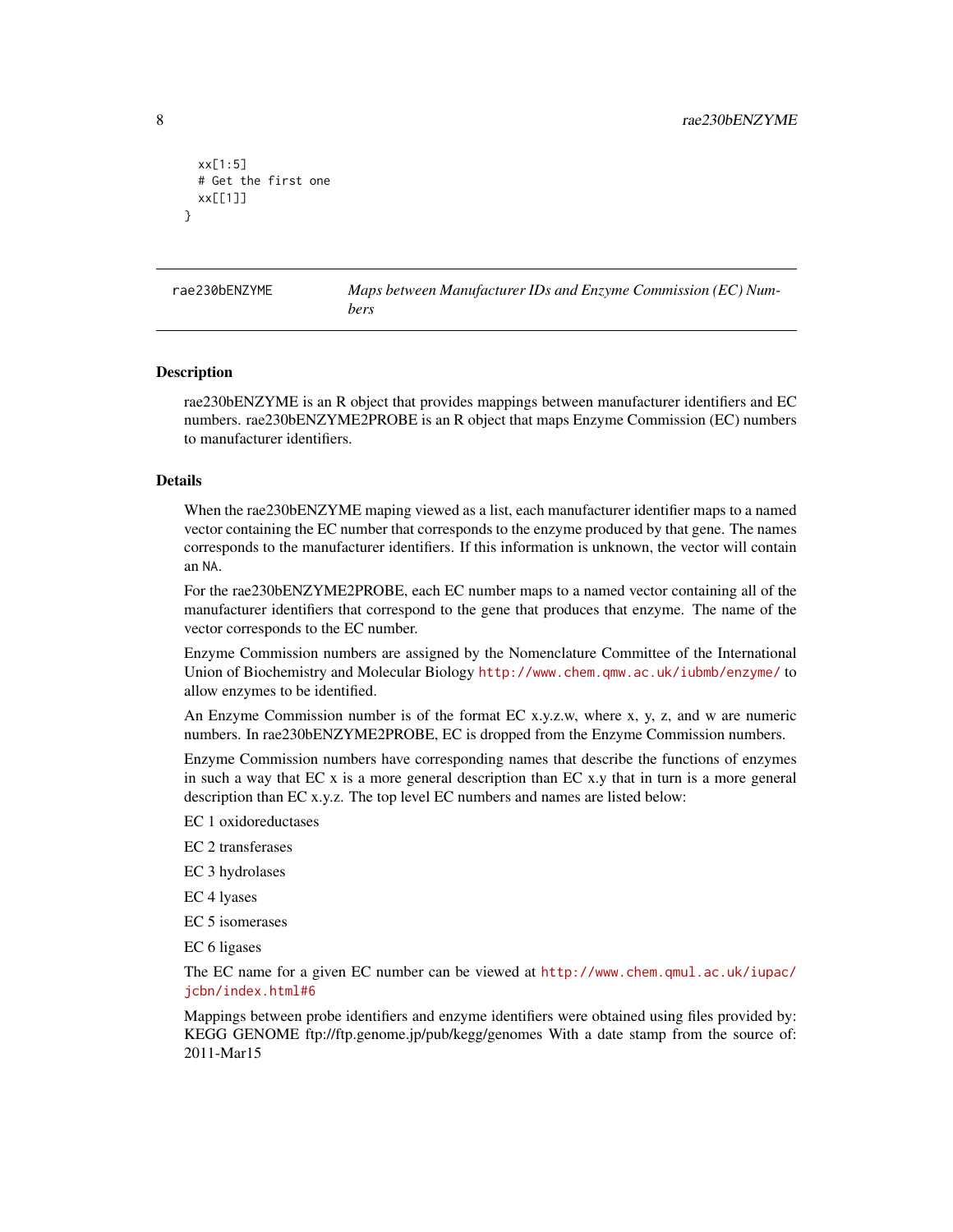```
  xx[1:5]
  # Get the first one
  xx[[1]]
}
```

## rae230bENZYME — *Maps between Manufacturer IDs and Enzyme Commission (EC) Numbers*

### Description

rae230bENZYME is an R object that provides mappings between manufacturer identifiers and EC numbers. rae230bENZYME2PROBE is an R object that maps Enzyme Commission (EC) numbers to manufacturer identifiers.

### Details

When the rae230bENZYME maping viewed as a list, each manufacturer identifier maps to a named vector containing the EC number that corresponds to the enzyme produced by that gene. The names corresponds to the manufacturer identifiers. If this information is unknown, the vector will contain an NA.

For the rae230bENZYME2PROBE, each EC number maps to a named vector containing all of the manufacturer identifiers that correspond to the gene that produces that enzyme. The name of the vector corresponds to the EC number.

Enzyme Commission numbers are assigned by the Nomenclature Committee of the International Union of Biochemistry and Molecular Biology http://www.chem.qmw.ac.uk/iubmb/enzyme/ to allow enzymes to be identified.

An Enzyme Commission number is of the format EC x.y.z.w, where x, y, z, and w are numeric numbers. In rae230bENZYME2PROBE, EC is dropped from the Enzyme Commission numbers.

Enzyme Commission numbers have corresponding names that describe the functions of enzymes in such a way that EC x is a more general description than EC x.y that in turn is a more general description than EC x.y.z. The top level EC numbers and names are listed below:

EC 1 oxidoreductases

EC 2 transferases

EC 3 hydrolases

EC 4 lyases

EC 5 isomerases

EC 6 ligases

The EC name for a given EC number can be viewed at http://www.chem.qmul.ac.uk/iupac/jcbn/index.html#6

Mappings between probe identifiers and enzyme identifiers were obtained using files provided by: KEGG GENOME ftp://ftp.genome.jp/pub/kegg/genomes With a date stamp from the source of: 2011-Mar15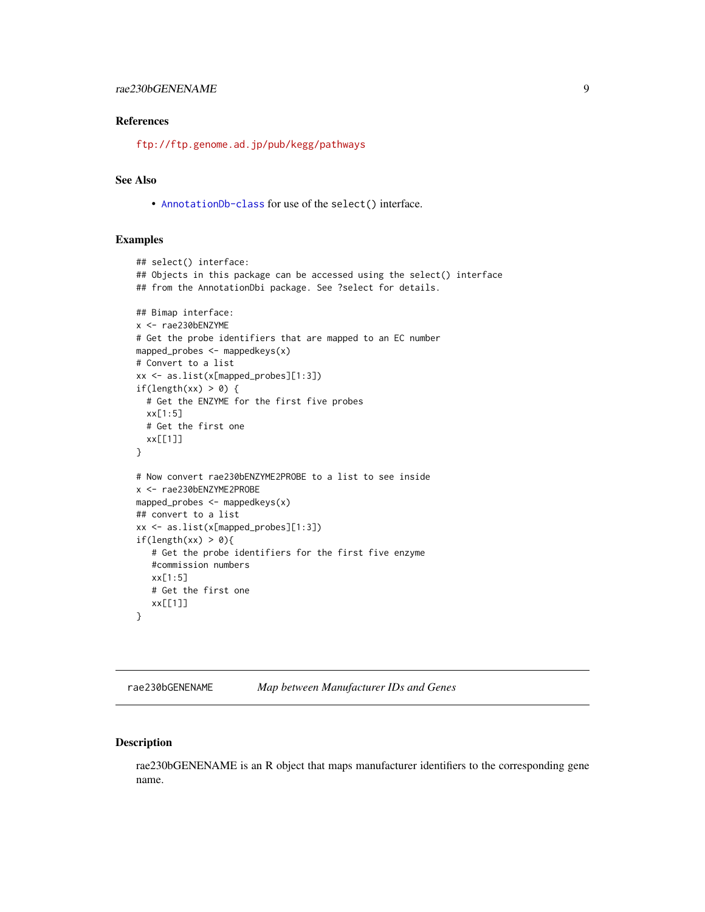### References

ftp://ftp.genome.ad.jp/pub/kegg/pathways

### See Also

- AnnotationDb-class for use of the select() interface.

### Examples

```
## select() interface:
## Objects in this package can be accessed using the select() interface
## from the AnnotationDbi package. See ?select for details.

## Bimap interface:
x <- rae230bENZYME
# Get the probe identifiers that are mapped to an EC number
mapped_probes <- mappedkeys(x)
# Convert to a list
xx <- as.list(x[mapped_probes][1:3])
if(length(xx) > 0) {
  # Get the ENZYME for the first five probes
  xx[1:5]
  # Get the first one
  xx[[1]]
}

# Now convert rae230bENZYME2PROBE to a list to see inside
x <- rae230bENZYME2PROBE
mapped_probes <- mappedkeys(x)
## convert to a list
xx <- as.list(x[mapped_probes][1:3])
if(length(xx) > 0){
   # Get the probe identifiers for the first five enzyme
   #commission numbers
   xx[1:5]
   # Get the first one
   xx[[1]]
}
```

---

## rae230bGENENAME *Map between Manufacturer IDs and Genes*

---

### Description

rae230bGENENAME is an R object that maps manufacturer identifiers to the corresponding gene name.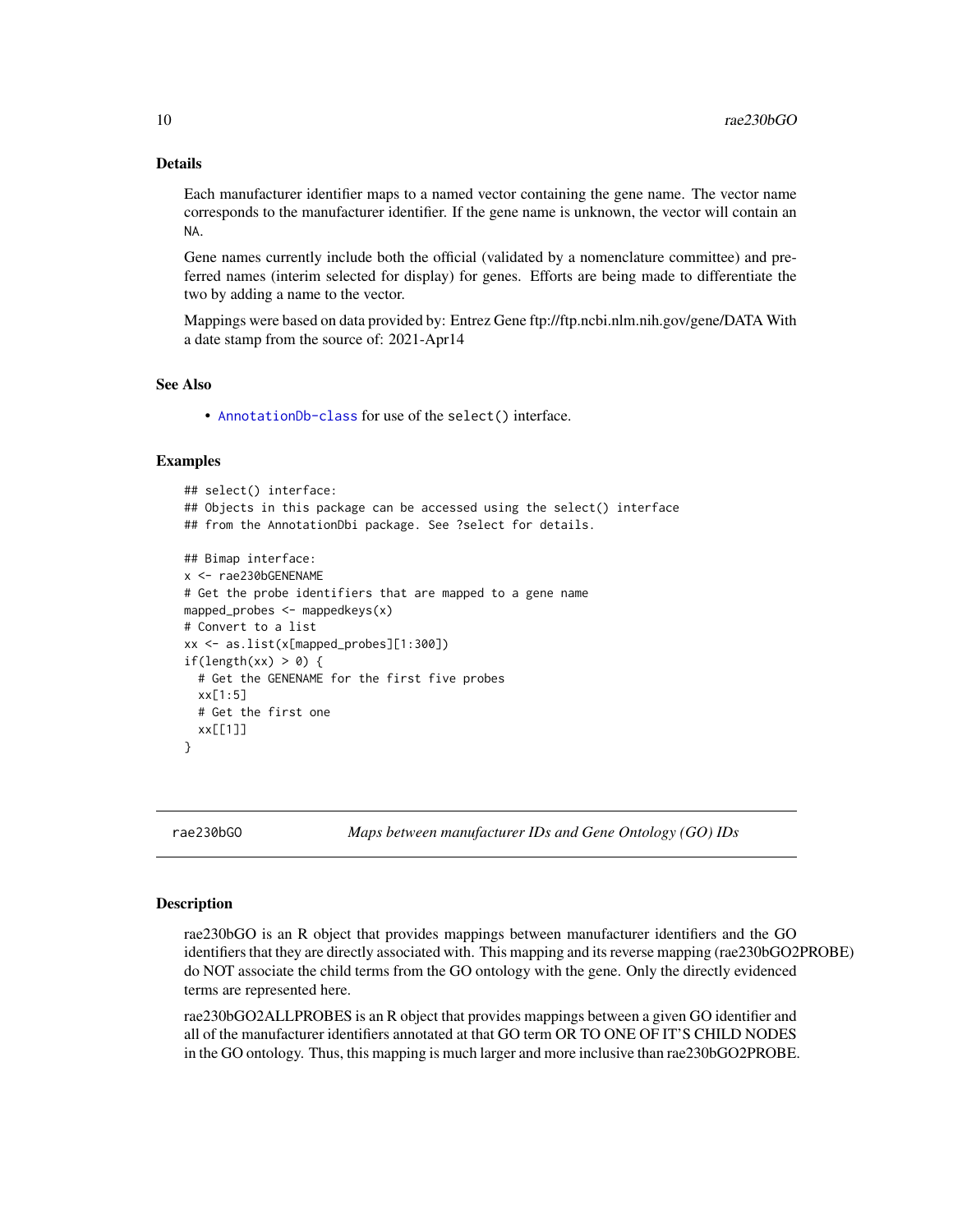## Details

Each manufacturer identifier maps to a named vector containing the gene name. The vector name corresponds to the manufacturer identifier. If the gene name is unknown, the vector will contain an NA.

Gene names currently include both the official (validated by a nomenclature committee) and preferred names (interim selected for display) for genes. Efforts are being made to differentiate the two by adding a name to the vector.

Mappings were based on data provided by: Entrez Gene ftp://ftp.ncbi.nlm.nih.gov/gene/DATA With a date stamp from the source of: 2021-Apr14

## See Also

- AnnotationDb-class for use of the select() interface.

## Examples

```
## select() interface:
## Objects in this package can be accessed using the select() interface
## from the AnnotationDbi package. See ?select for details.

## Bimap interface:
x <- rae230bGENENAME
# Get the probe identifiers that are mapped to a gene name
mapped_probes <- mappedkeys(x)
# Convert to a list
xx <- as.list(x[mapped_probes][1:300])
if(length(xx) > 0) {
  # Get the GENENAME for the first five probes
  xx[1:5]
  # Get the first one
  xx[[1]]
}
```

---

# rae230bGO — *Maps between manufacturer IDs and Gene Ontology (GO) IDs*

## Description

rae230bGO is an R object that provides mappings between manufacturer identifiers and the GO identifiers that they are directly associated with. This mapping and its reverse mapping (rae230bGO2PROBE) do NOT associate the child terms from the GO ontology with the gene. Only the directly evidenced terms are represented here.

rae230bGO2ALLPROBES is an R object that provides mappings between a given GO identifier and all of the manufacturer identifiers annotated at that GO term OR TO ONE OF IT'S CHILD NODES in the GO ontology. Thus, this mapping is much larger and more inclusive than rae230bGO2PROBE.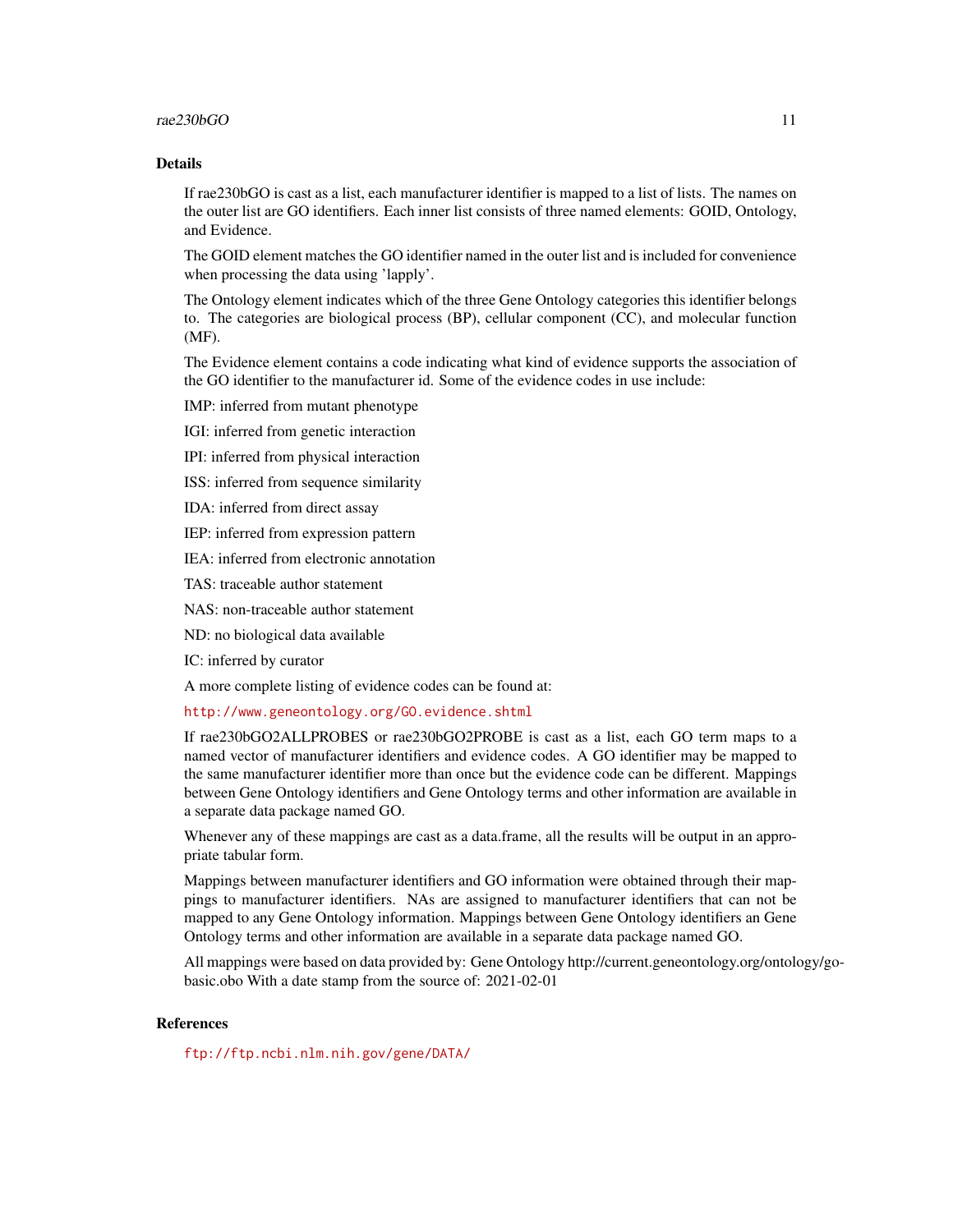## Details

If rae230bGO is cast as a list, each manufacturer identifier is mapped to a list of lists. The names on the outer list are GO identifiers. Each inner list consists of three named elements: GOID, Ontology, and Evidence.

The GOID element matches the GO identifier named in the outer list and is included for convenience when processing the data using 'lapply'.

The Ontology element indicates which of the three Gene Ontology categories this identifier belongs to. The categories are biological process (BP), cellular component (CC), and molecular function (MF).

The Evidence element contains a code indicating what kind of evidence supports the association of the GO identifier to the manufacturer id. Some of the evidence codes in use include:

IMP: inferred from mutant phenotype

IGI: inferred from genetic interaction

IPI: inferred from physical interaction

ISS: inferred from sequence similarity

IDA: inferred from direct assay

IEP: inferred from expression pattern

IEA: inferred from electronic annotation

TAS: traceable author statement

NAS: non-traceable author statement

ND: no biological data available

IC: inferred by curator

A more complete listing of evidence codes can be found at:

http://www.geneontology.org/GO.evidence.shtml

If rae230bGO2ALLPROBES or rae230bGO2PROBE is cast as a list, each GO term maps to a named vector of manufacturer identifiers and evidence codes. A GO identifier may be mapped to the same manufacturer identifier more than once but the evidence code can be different. Mappings between Gene Ontology identifiers and Gene Ontology terms and other information are available in a separate data package named GO.

Whenever any of these mappings are cast as a data.frame, all the results will be output in an appropriate tabular form.

Mappings between manufacturer identifiers and GO information were obtained through their mappings to manufacturer identifiers. NAs are assigned to manufacturer identifiers that can not be mapped to any Gene Ontology information. Mappings between Gene Ontology identifiers an Gene Ontology terms and other information are available in a separate data package named GO.

All mappings were based on data provided by: Gene Ontology http://current.geneontology.org/ontology/go-basic.obo With a date stamp from the source of: 2021-02-01

## References

ftp://ftp.ncbi.nlm.nih.gov/gene/DATA/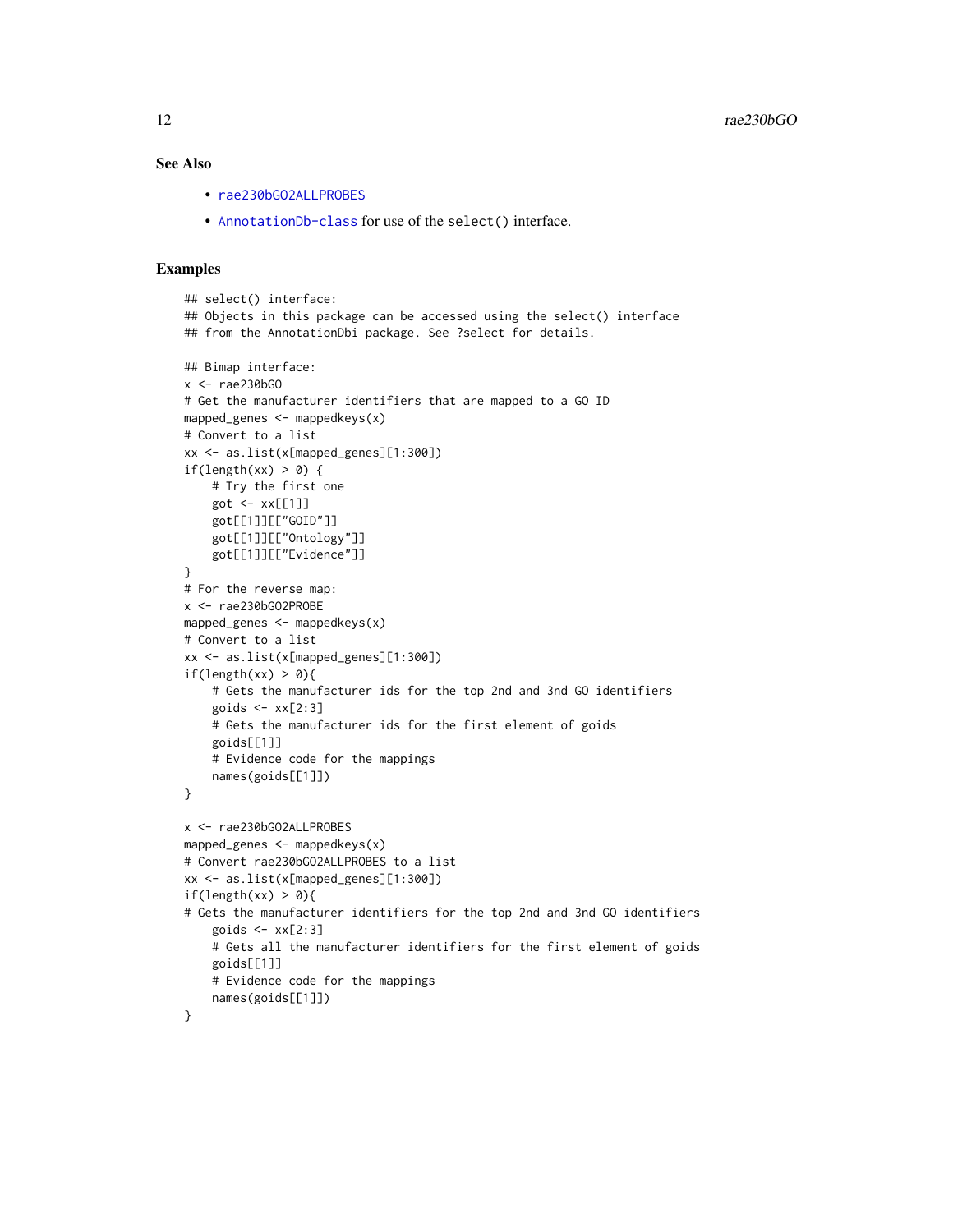## See Also

- rae230bGO2ALLPROBES
- AnnotationDb-class for use of the select() interface.

## Examples

```
## select() interface:
## Objects in this package can be accessed using the select() interface
## from the AnnotationDbi package. See ?select for details.

## Bimap interface:
x <- rae230bGO
# Get the manufacturer identifiers that are mapped to a GO ID
mapped_genes <- mappedkeys(x)
# Convert to a list
xx <- as.list(x[mapped_genes][1:300])
if(length(xx) > 0) {
    # Try the first one
    got <- xx[[1]]
    got[[1]][["GOID"]]
    got[[1]][["Ontology"]]
    got[[1]][["Evidence"]]
}
# For the reverse map:
x <- rae230bGO2PROBE
mapped_genes <- mappedkeys(x)
# Convert to a list
xx <- as.list(x[mapped_genes][1:300])
if(length(xx) > 0){
    # Gets the manufacturer ids for the top 2nd and 3nd GO identifiers
    goids <- xx[2:3]
    # Gets the manufacturer ids for the first element of goids
    goids[[1]]
    # Evidence code for the mappings
    names(goids[[1]])
}

x <- rae230bGO2ALLPROBES
mapped_genes <- mappedkeys(x)
# Convert rae230bGO2ALLPROBES to a list
xx <- as.list(x[mapped_genes][1:300])
if(length(xx) > 0){
# Gets the manufacturer identifiers for the top 2nd and 3nd GO identifiers
    goids <- xx[2:3]
    # Gets all the manufacturer identifiers for the first element of goids
    goids[[1]]
    # Evidence code for the mappings
    names(goids[[1]])
}
```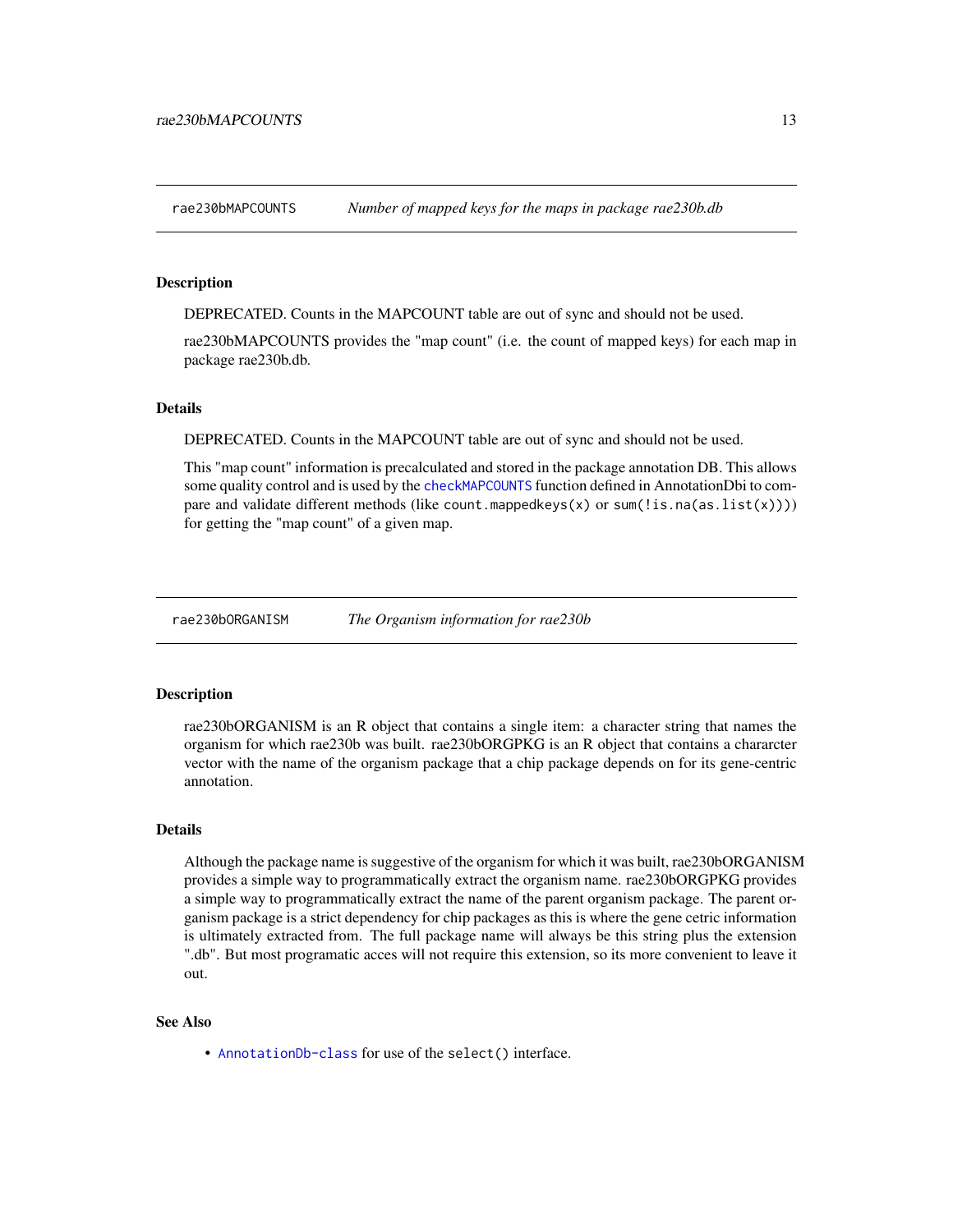## rae230bMAPCOUNTS — *Number of mapped keys for the maps in package rae230b.db*

### Description

DEPRECATED. Counts in the MAPCOUNT table are out of sync and should not be used.

rae230bMAPCOUNTS provides the "map count" (i.e. the count of mapped keys) for each map in package rae230b.db.

### Details

DEPRECATED. Counts in the MAPCOUNT table are out of sync and should not be used.

This "map count" information is precalculated and stored in the package annotation DB. This allows some quality control and is used by the `checkMAPCOUNTS` function defined in AnnotationDbi to compare and validate different methods (like `count.mappedkeys(x)` or `sum(!is.na(as.list(x)))`) for getting the "map count" of a given map.

## rae230bORGANISM — *The Organism information for rae230b*

### Description

rae230bORGANISM is an R object that contains a single item: a character string that names the organism for which rae230b was built. rae230bORGPKG is an R object that contains a chararcter vector with the name of the organism package that a chip package depends on for its gene-centric annotation.

### Details

Although the package name is suggestive of the organism for which it was built, rae230bORGANISM provides a simple way to programmatically extract the organism name. rae230bORGPKG provides a simple way to programmatically extract the name of the parent organism package. The parent organism package is a strict dependency for chip packages as this is where the gene cetric information is ultimately extracted from. The full package name will always be this string plus the extension ".db". But most programatic acces will not require this extension, so its more convenient to leave it out.

### See Also

- `AnnotationDb-class` for use of the `select()` interface.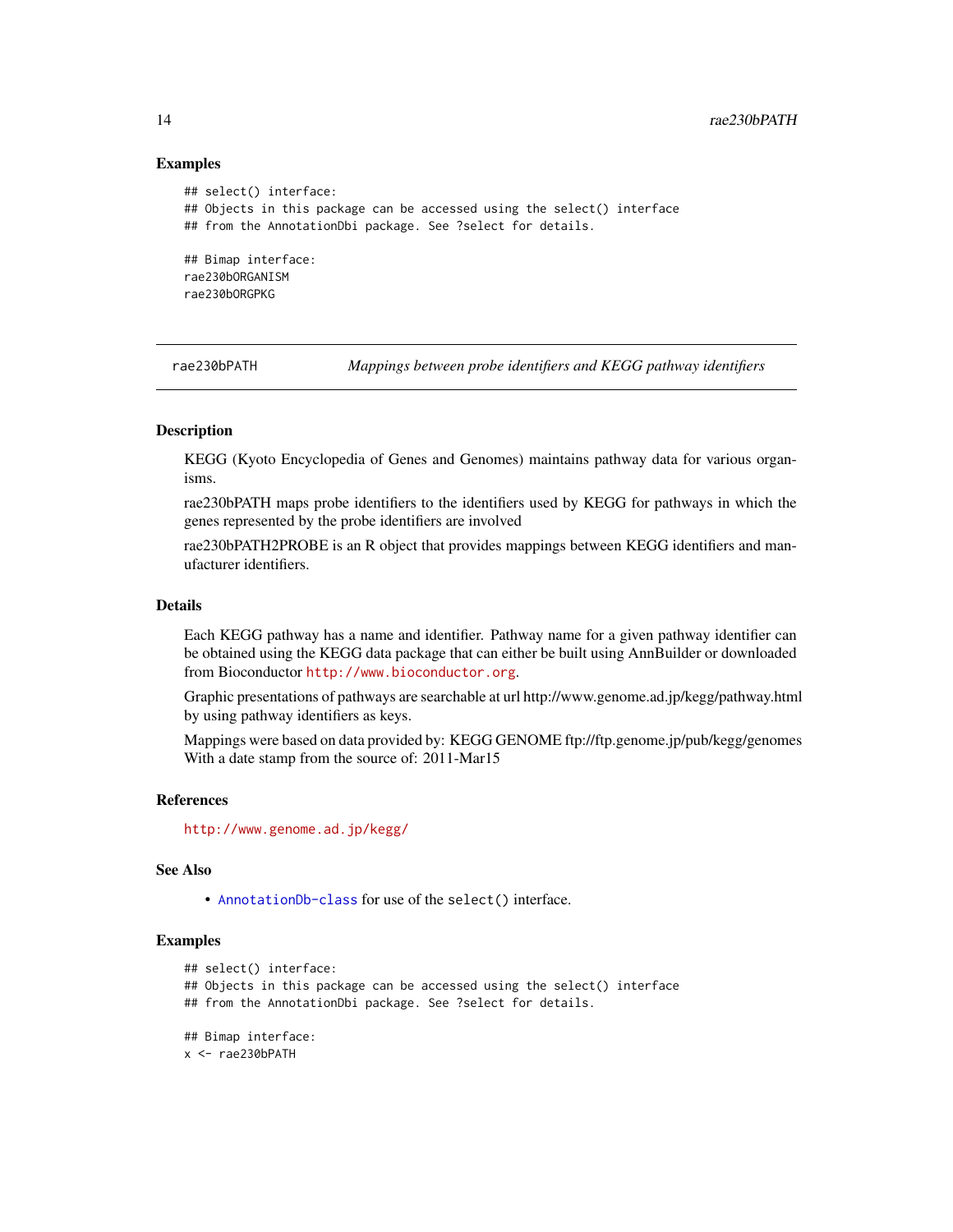## Examples

```
## select() interface:
## Objects in this package can be accessed using the select() interface
## from the AnnotationDbi package. See ?select for details.

## Bimap interface:
rae230bORGANISM
rae230bORGPKG
```

---

rae230bPATH *Mappings between probe identifiers and KEGG pathway identifiers*

---

## Description

KEGG (Kyoto Encyclopedia of Genes and Genomes) maintains pathway data for various organisms.

rae230bPATH maps probe identifiers to the identifiers used by KEGG for pathways in which the genes represented by the probe identifiers are involved

rae230bPATH2PROBE is an R object that provides mappings between KEGG identifiers and manufacturer identifiers.

## Details

Each KEGG pathway has a name and identifier. Pathway name for a given pathway identifier can be obtained using the KEGG data package that can either be built using AnnBuilder or downloaded from Bioconductor http://www.bioconductor.org.

Graphic presentations of pathways are searchable at url http://www.genome.ad.jp/kegg/pathway.html by using pathway identifiers as keys.

Mappings were based on data provided by: KEGG GENOME ftp://ftp.genome.jp/pub/kegg/genomes With a date stamp from the source of: 2011-Mar15

## References

http://www.genome.ad.jp/kegg/

## See Also

- AnnotationDb-class for use of the select() interface.

## Examples

```
## select() interface:
## Objects in this package can be accessed using the select() interface
## from the AnnotationDbi package. See ?select for details.

## Bimap interface:
x <- rae230bPATH
```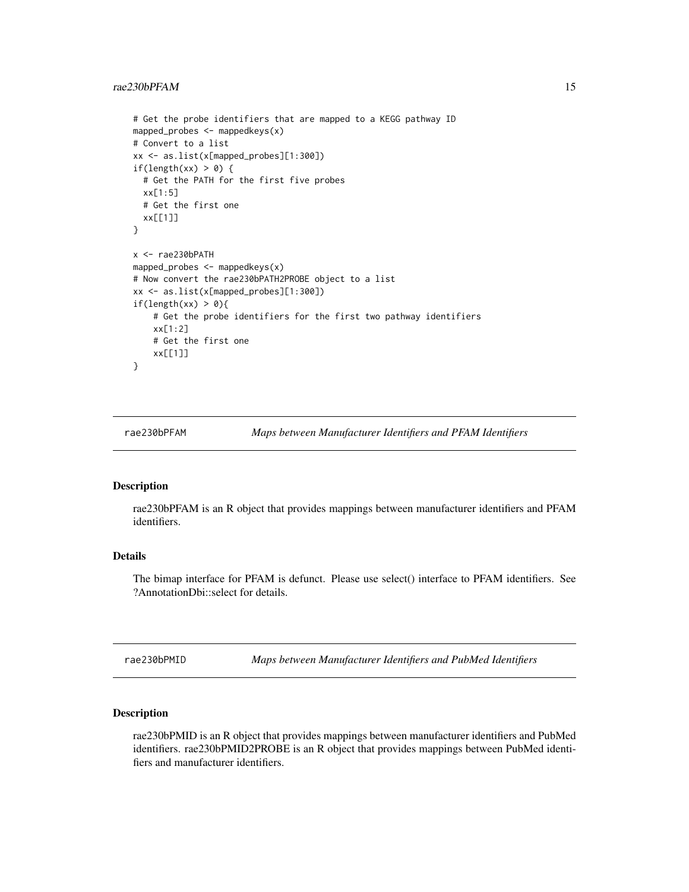```
# Get the probe identifiers that are mapped to a KEGG pathway ID
mapped_probes <- mappedkeys(x)
# Convert to a list
xx <- as.list(x[mapped_probes][1:300])
if(length(xx) > 0) {
  # Get the PATH for the first five probes
  xx[1:5]
  # Get the first one
  xx[[1]]
}

x <- rae230bPATH
mapped_probes <- mappedkeys(x)
# Now convert the rae230bPATH2PROBE object to a list
xx <- as.list(x[mapped_probes][1:300])
if(length(xx) > 0){
    # Get the probe identifiers for the first two pathway identifiers
    xx[1:2]
    # Get the first one
    xx[[1]]
}
```

## rae230bPFAM — *Maps between Manufacturer Identifiers and PFAM Identifiers*

### Description

rae230bPFAM is an R object that provides mappings between manufacturer identifiers and PFAM identifiers.

### Details

The bimap interface for PFAM is defunct. Please use select() interface to PFAM identifiers. See ?AnnotationDbi::select for details.

## rae230bPMID — *Maps between Manufacturer Identifiers and PubMed Identifiers*

### Description

rae230bPMID is an R object that provides mappings between manufacturer identifiers and PubMed identifiers. rae230bPMID2PROBE is an R object that provides mappings between PubMed identifiers and manufacturer identifiers.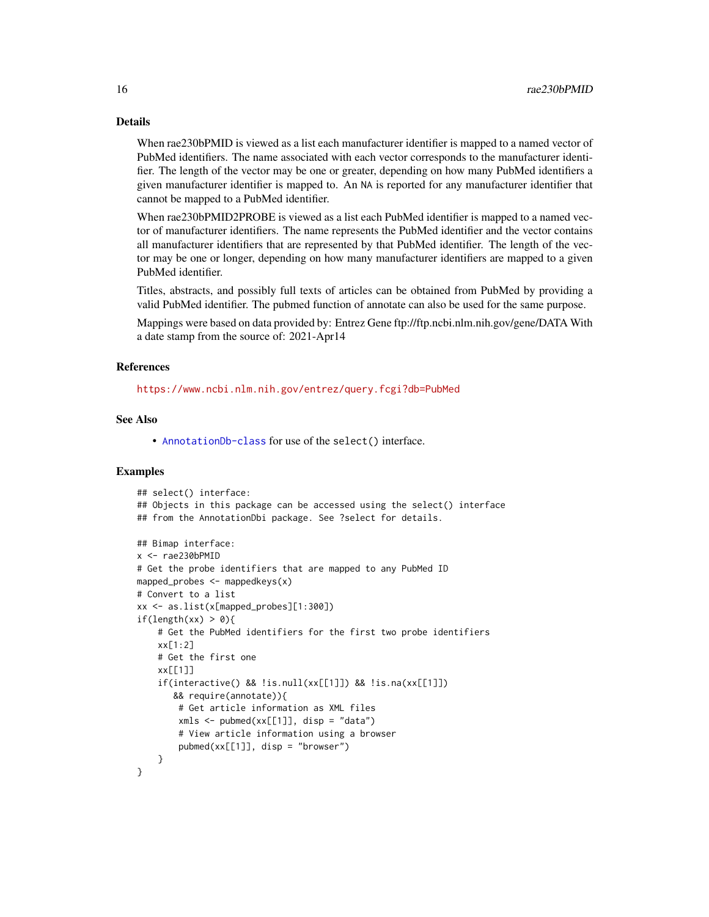## Details

When rae230bPMID is viewed as a list each manufacturer identifier is mapped to a named vector of PubMed identifiers. The name associated with each vector corresponds to the manufacturer identifier. The length of the vector may be one or greater, depending on how many PubMed identifiers a given manufacturer identifier is mapped to. An NA is reported for any manufacturer identifier that cannot be mapped to a PubMed identifier.

When rae230bPMID2PROBE is viewed as a list each PubMed identifier is mapped to a named vector of manufacturer identifiers. The name represents the PubMed identifier and the vector contains all manufacturer identifiers that are represented by that PubMed identifier. The length of the vector may be one or longer, depending on how many manufacturer identifiers are mapped to a given PubMed identifier.

Titles, abstracts, and possibly full texts of articles can be obtained from PubMed by providing a valid PubMed identifier. The pubmed function of annotate can also be used for the same purpose.

Mappings were based on data provided by: Entrez Gene ftp://ftp.ncbi.nlm.nih.gov/gene/DATA With a date stamp from the source of: 2021-Apr14

## References

https://www.ncbi.nlm.nih.gov/entrez/query.fcgi?db=PubMed

## See Also

- AnnotationDb-class for use of the select() interface.

## Examples

```
## select() interface:
## Objects in this package can be accessed using the select() interface
## from the AnnotationDbi package. See ?select for details.

## Bimap interface:
x <- rae230bPMID
# Get the probe identifiers that are mapped to any PubMed ID
mapped_probes <- mappedkeys(x)
# Convert to a list
xx <- as.list(x[mapped_probes][1:300])
if(length(xx) > 0){
    # Get the PubMed identifiers for the first two probe identifiers
    xx[1:2]
    # Get the first one
    xx[[1]]
    if(interactive() && !is.null(xx[[1]]) && !is.na(xx[[1]])
       && require(annotate)){
        # Get article information as XML files
        xmls <- pubmed(xx[[1]], disp = "data")
        # View article information using a browser
        pubmed(xx[[1]], disp = "browser")
    }
}
```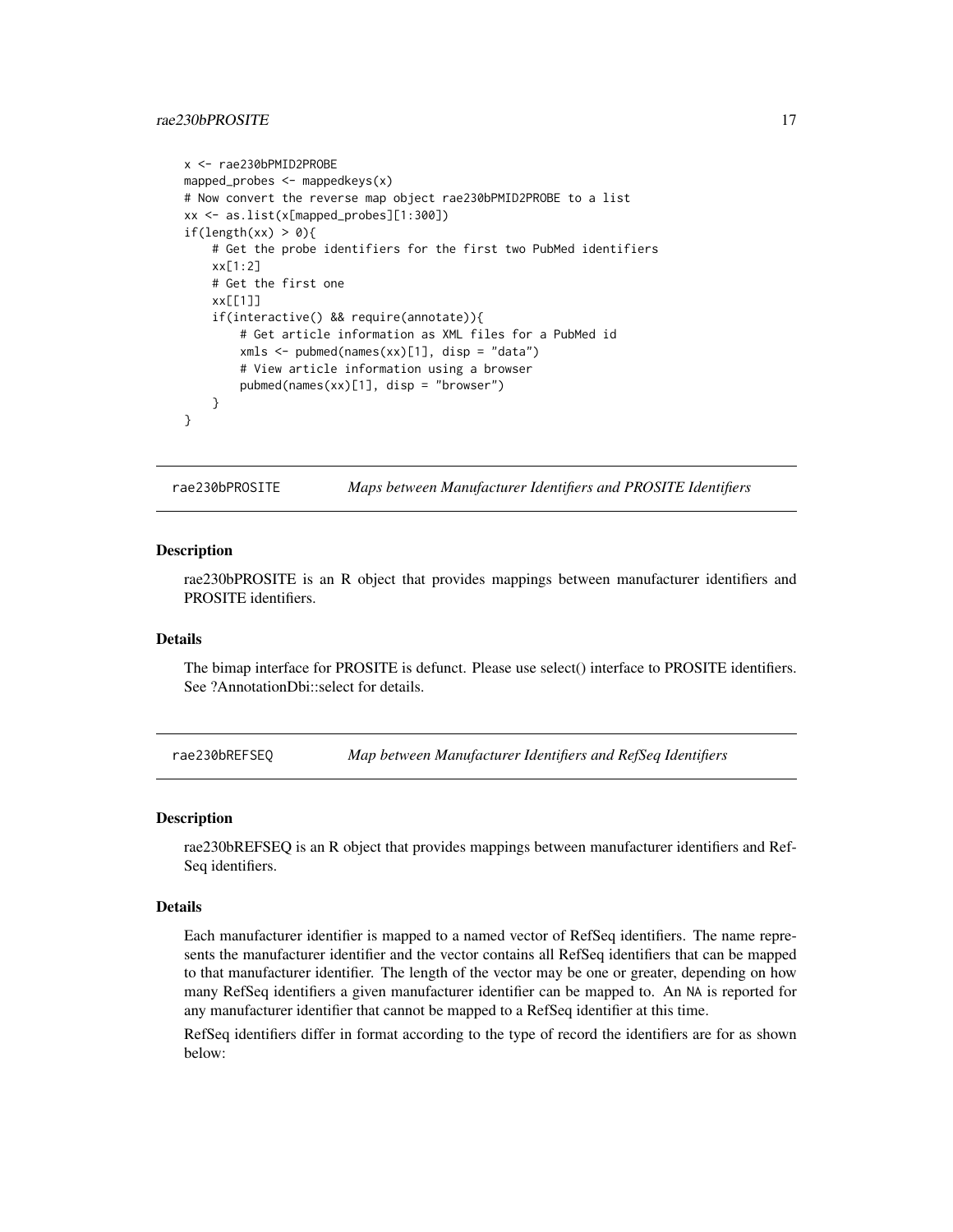```
x <- rae230bPMID2PROBE
mapped_probes <- mappedkeys(x)
# Now convert the reverse map object rae230bPMID2PROBE to a list
xx <- as.list(x[mapped_probes][1:300])
if(length(xx) > 0){
    # Get the probe identifiers for the first two PubMed identifiers
    xx[1:2]
    # Get the first one
    xx[[1]]
    if(interactive() && require(annotate)){
        # Get article information as XML files for a PubMed id
        xmls <- pubmed(names(xx)[1], disp = "data")
        # View article information using a browser
        pubmed(names(xx)[1], disp = "browser")
    }
}
```

## rae230bPROSITE — *Maps between Manufacturer Identifiers and PROSITE Identifiers*

### Description

rae230bPROSITE is an R object that provides mappings between manufacturer identifiers and PROSITE identifiers.

### Details

The bimap interface for PROSITE is defunct. Please use select() interface to PROSITE identifiers. See ?AnnotationDbi::select for details.

## rae230bREFSEQ — *Map between Manufacturer Identifiers and RefSeq Identifiers*

### Description

rae230bREFSEQ is an R object that provides mappings between manufacturer identifiers and RefSeq identifiers.

### Details

Each manufacturer identifier is mapped to a named vector of RefSeq identifiers. The name represents the manufacturer identifier and the vector contains all RefSeq identifiers that can be mapped to that manufacturer identifier. The length of the vector may be one or greater, depending on how many RefSeq identifiers a given manufacturer identifier can be mapped to. An `NA` is reported for any manufacturer identifier that cannot be mapped to a RefSeq identifier at this time.

RefSeq identifiers differ in format according to the type of record the identifiers are for as shown below: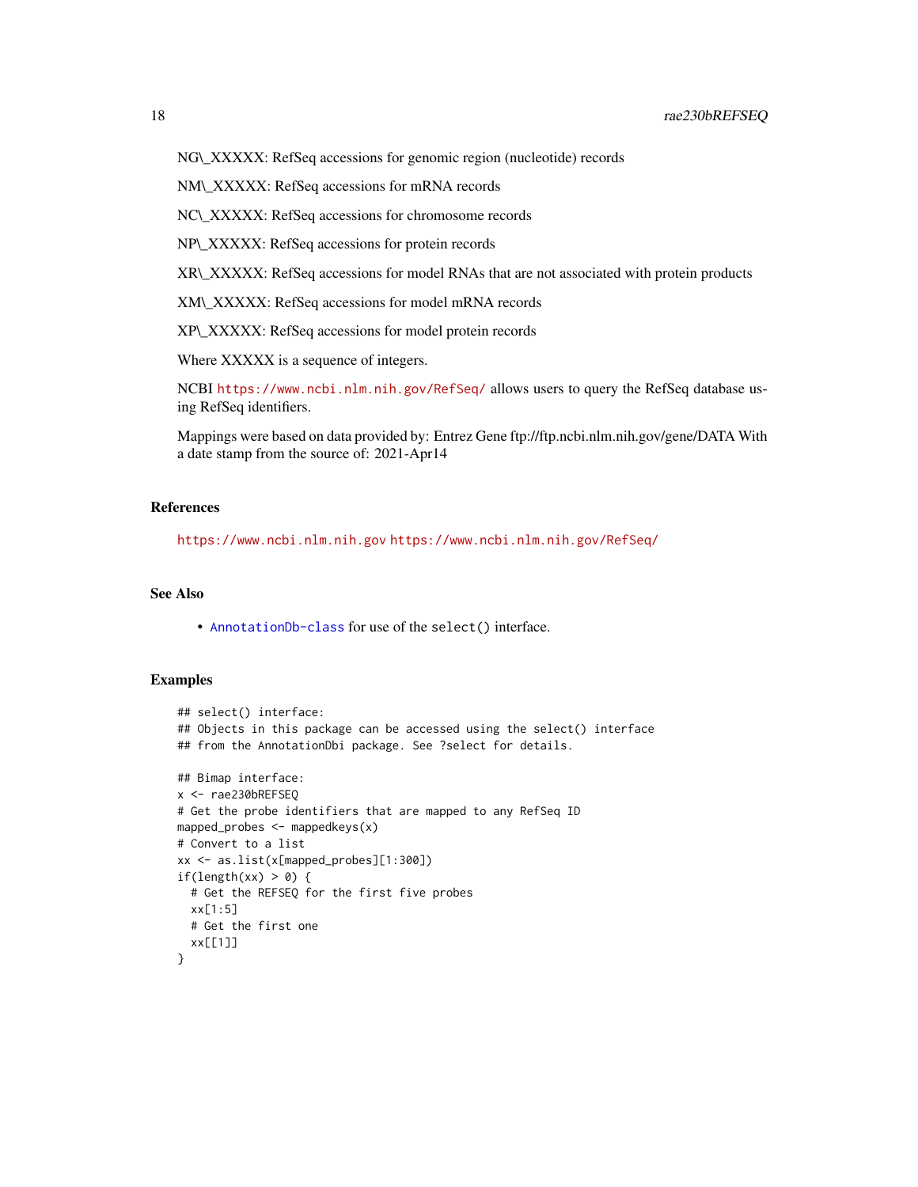NG\_XXXXX: RefSeq accessions for genomic region (nucleotide) records

NM\_XXXXX: RefSeq accessions for mRNA records

NC\_XXXXX: RefSeq accessions for chromosome records

NP\_XXXXX: RefSeq accessions for protein records

XR\_XXXXX: RefSeq accessions for model RNAs that are not associated with protein products

XM\_XXXXX: RefSeq accessions for model mRNA records

XP\_XXXXX: RefSeq accessions for model protein records

Where XXXXX is a sequence of integers.

NCBI https://www.ncbi.nlm.nih.gov/RefSeq/ allows users to query the RefSeq database using RefSeq identifiers.

Mappings were based on data provided by: Entrez Gene ftp://ftp.ncbi.nlm.nih.gov/gene/DATA With a date stamp from the source of: 2021-Apr14

## References

https://www.ncbi.nlm.nih.gov https://www.ncbi.nlm.nih.gov/RefSeq/

## See Also

- AnnotationDb-class for use of the select() interface.

## Examples

```
## select() interface:
## Objects in this package can be accessed using the select() interface
## from the AnnotationDbi package. See ?select for details.

## Bimap interface:
x <- rae230bREFSEQ
# Get the probe identifiers that are mapped to any RefSeq ID
mapped_probes <- mappedkeys(x)
# Convert to a list
xx <- as.list(x[mapped_probes][1:300])
if(length(xx) > 0) {
  # Get the REFSEQ for the first five probes
  xx[1:5]
  # Get the first one
  xx[[1]]
}
```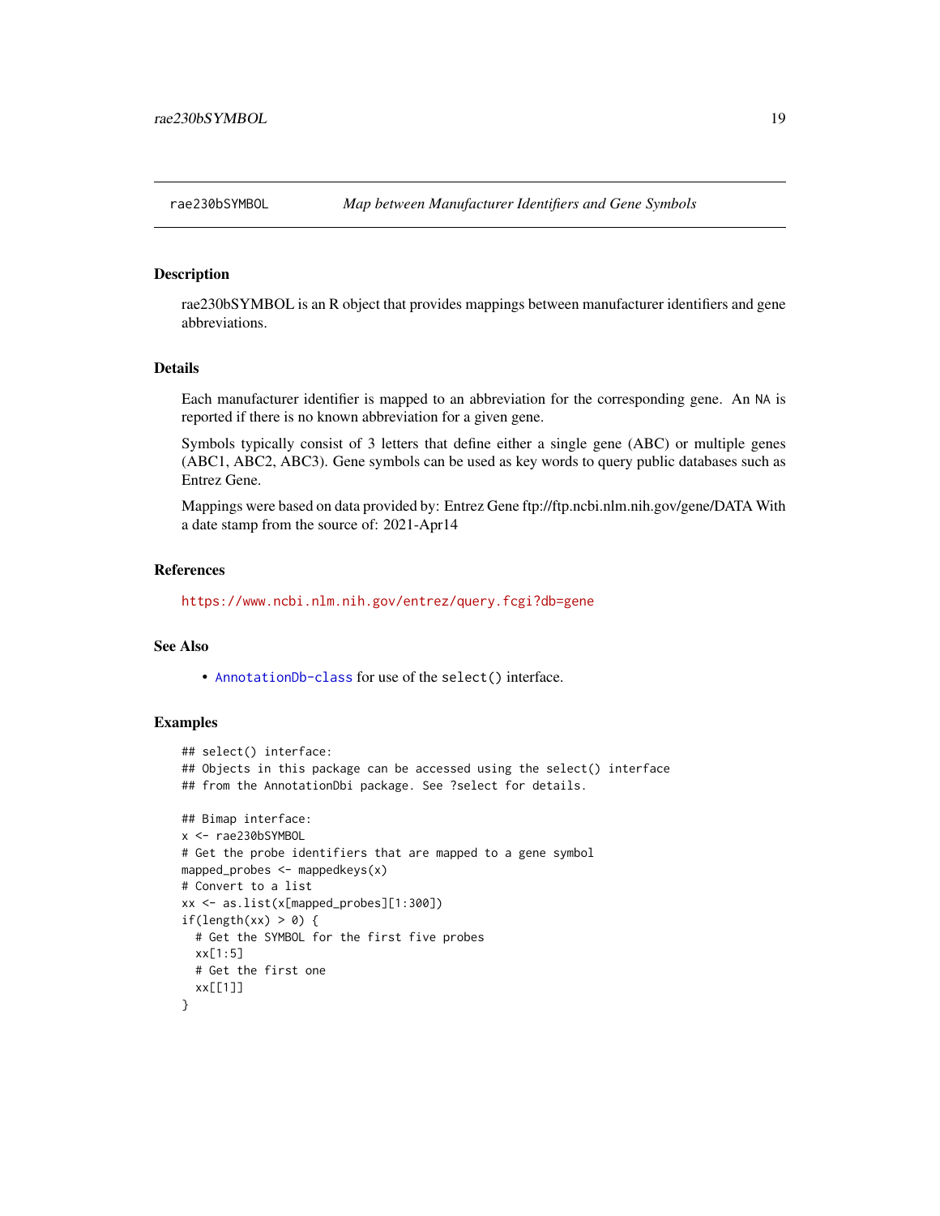# rae230bSYMBOL *Map between Manufacturer Identifiers and Gene Symbols*

## Description

rae230bSYMBOL is an R object that provides mappings between manufacturer identifiers and gene abbreviations.

## Details

Each manufacturer identifier is mapped to an abbreviation for the corresponding gene. An NA is reported if there is no known abbreviation for a given gene.

Symbols typically consist of 3 letters that define either a single gene (ABC) or multiple genes (ABC1, ABC2, ABC3). Gene symbols can be used as key words to query public databases such as Entrez Gene.

Mappings were based on data provided by: Entrez Gene ftp://ftp.ncbi.nlm.nih.gov/gene/DATA With a date stamp from the source of: 2021-Apr14

## References

https://www.ncbi.nlm.nih.gov/entrez/query.fcgi?db=gene

## See Also

- AnnotationDb-class for use of the select() interface.

## Examples

```
## select() interface:
## Objects in this package can be accessed using the select() interface
## from the AnnotationDbi package. See ?select for details.

## Bimap interface:
x <- rae230bSYMBOL
# Get the probe identifiers that are mapped to a gene symbol
mapped_probes <- mappedkeys(x)
# Convert to a list
xx <- as.list(x[mapped_probes][1:300])
if(length(xx) > 0) {
  # Get the SYMBOL for the first five probes
  xx[1:5]
  # Get the first one
  xx[[1]]
}
```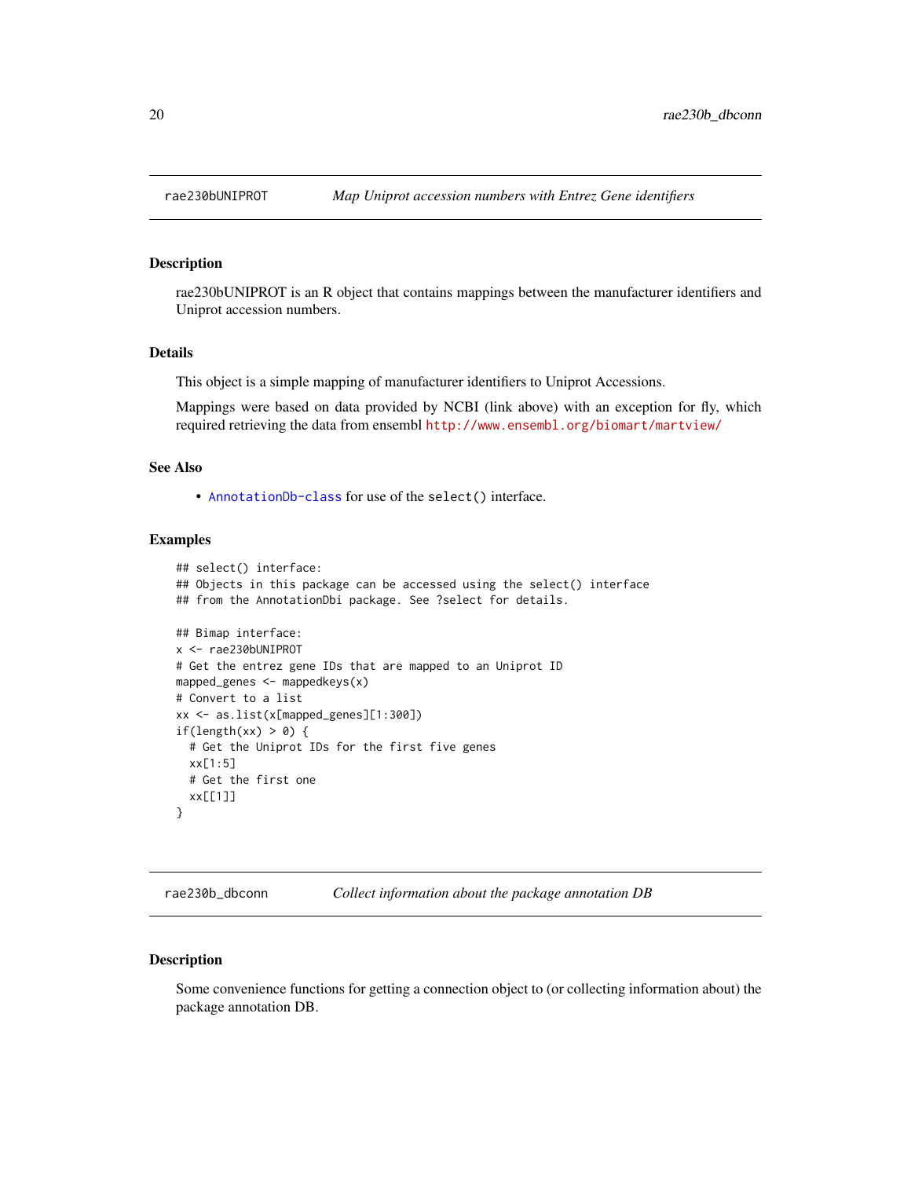## rae230bUNIPROT *Map Uniprot accession numbers with Entrez Gene identifiers*

### Description

rae230bUNIPROT is an R object that contains mappings between the manufacturer identifiers and Uniprot accession numbers.

### Details

This object is a simple mapping of manufacturer identifiers to Uniprot Accessions.

Mappings were based on data provided by NCBI (link above) with an exception for fly, which required retrieving the data from ensembl http://www.ensembl.org/biomart/martview/

### See Also

- AnnotationDb-class for use of the select() interface.

### Examples

```
## select() interface:
## Objects in this package can be accessed using the select() interface
## from the AnnotationDbi package. See ?select for details.

## Bimap interface:
x <- rae230bUNIPROT
# Get the entrez gene IDs that are mapped to an Uniprot ID
mapped_genes <- mappedkeys(x)
# Convert to a list
xx <- as.list(x[mapped_genes][1:300])
if(length(xx) > 0) {
  # Get the Uniprot IDs for the first five genes
  xx[1:5]
  # Get the first one
  xx[[1]]
}
```

## rae230b_dbconn *Collect information about the package annotation DB*

### Description

Some convenience functions for getting a connection object to (or collecting information about) the package annotation DB.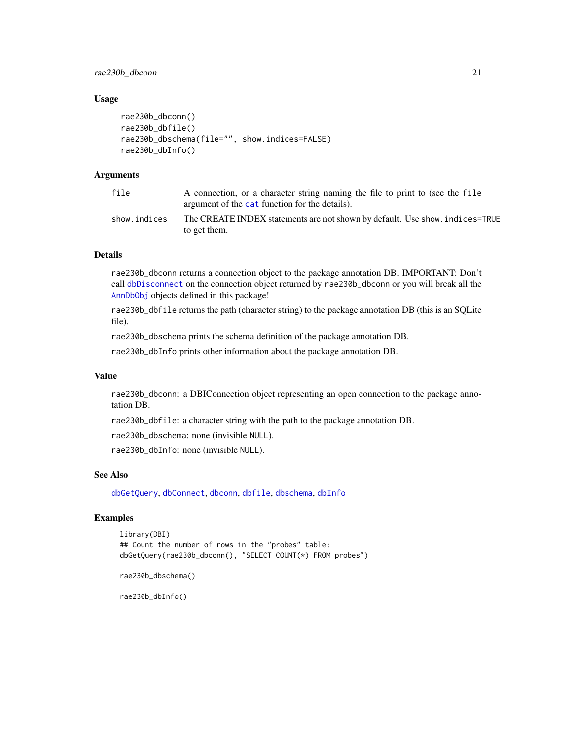## Usage

```
rae230b_dbconn()
rae230b_dbfile()
rae230b_dbschema(file="", show.indices=FALSE)
rae230b_dbInfo()
```

## Arguments

| | |
|---|---|
| file | A connection, or a character string naming the file to print to (see the file argument of the cat function for the details). |
| show.indices | The CREATE INDEX statements are not shown by default. Use show.indices=TRUE to get them. |

## Details

rae230b_dbconn returns a connection object to the package annotation DB. IMPORTANT: Don't call dbDisconnect on the connection object returned by rae230b_dbconn or you will break all the AnnDbObj objects defined in this package!

rae230b_dbfile returns the path (character string) to the package annotation DB (this is an SQLite file).

rae230b_dbschema prints the schema definition of the package annotation DB.

rae230b_dbInfo prints other information about the package annotation DB.

## Value

rae230b_dbconn: a DBIConnection object representing an open connection to the package annotation DB.

rae230b_dbfile: a character string with the path to the package annotation DB.

rae230b_dbschema: none (invisible NULL).

rae230b_dbInfo: none (invisible NULL).

## See Also

dbGetQuery, dbConnect, dbconn, dbfile, dbschema, dbInfo

## Examples

```
library(DBI)
## Count the number of rows in the "probes" table:
dbGetQuery(rae230b_dbconn(), "SELECT COUNT(*) FROM probes")

rae230b_dbschema()

rae230b_dbInfo()
```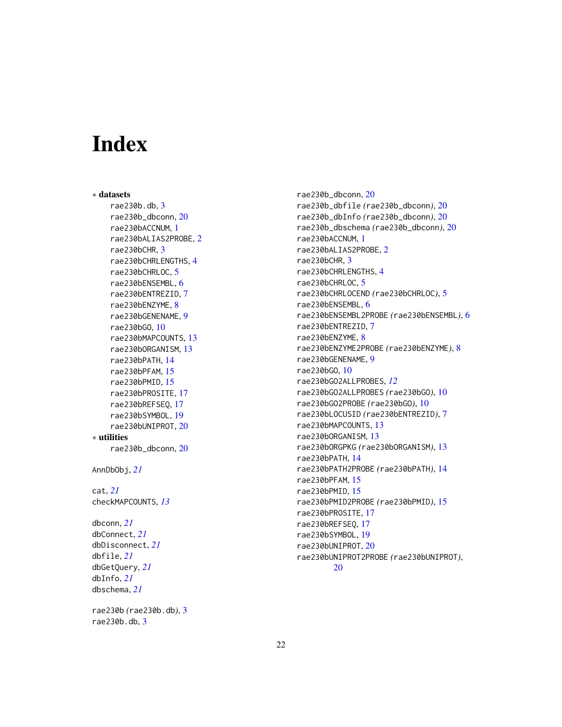# Index

∗ **datasets**

rae230b.db, 3
rae230b_dbconn, 20
rae230bACCNUM, 1
rae230bALIAS2PROBE, 2
rae230bCHR, 3
rae230bCHRLENGTHS, 4
rae230bCHRLOC, 5
rae230bENSEMBL, 6
rae230bENTREZID, 7
rae230bENZYME, 8
rae230bGENENAME, 9
rae230bGO, 10
rae230bMAPCOUNTS, 13
rae230bORGANISM, 13
rae230bPATH, 14
rae230bPFAM, 15
rae230bPMID, 15
rae230bPROSITE, 17
rae230bREFSEQ, 17
rae230bSYMBOL, 19
rae230bUNIPROT, 20

∗ **utilities**

rae230b_dbconn, 20

AnnDbObj, *21*

cat, *21*
checkMAPCOUNTS, *13*

dbconn, *21*
dbConnect, *21*
dbDisconnect, *21*
dbfile, *21*
dbGetQuery, *21*
dbInfo, *21*
dbschema, *21*

rae230b *(*rae230b.db*)*, 3
rae230b.db, 3
rae230b_dbconn, 20
rae230b_dbfile *(*rae230b_dbconn*)*, 20
rae230b_dbInfo *(*rae230b_dbconn*)*, 20
rae230b_dbschema *(*rae230b_dbconn*)*, 20
rae230bACCNUM, 1
rae230bALIAS2PROBE, 2
rae230bCHR, 3
rae230bCHRLENGTHS, 4
rae230bCHRLOC, 5
rae230bCHRLOCEND *(*rae230bCHRLOC*)*, 5
rae230bENSEMBL, 6
rae230bENSEMBL2PROBE *(*rae230bENSEMBL*)*, 6
rae230bENTREZID, 7
rae230bENZYME, 8
rae230bENZYME2PROBE *(*rae230bENZYME*)*, 8
rae230bGENENAME, 9
rae230bGO, 10
rae230bGO2ALLPROBES, *12*
rae230bGO2ALLPROBES *(*rae230bGO*)*, 10
rae230bGO2PROBE *(*rae230bGO*)*, 10
rae230bLOCUSID *(*rae230bENTREZID*)*, 7
rae230bMAPCOUNTS, 13
rae230bORGANISM, 13
rae230bORGPKG *(*rae230bORGANISM*)*, 13
rae230bPATH, 14
rae230bPATH2PROBE *(*rae230bPATH*)*, 14
rae230bPFAM, 15
rae230bPMID, 15
rae230bPMID2PROBE *(*rae230bPMID*)*, 15
rae230bPROSITE, 17
rae230bREFSEQ, 17
rae230bSYMBOL, 19
rae230bUNIPROT, 20
rae230bUNIPROT2PROBE *(*rae230bUNIPROT*)*, 20